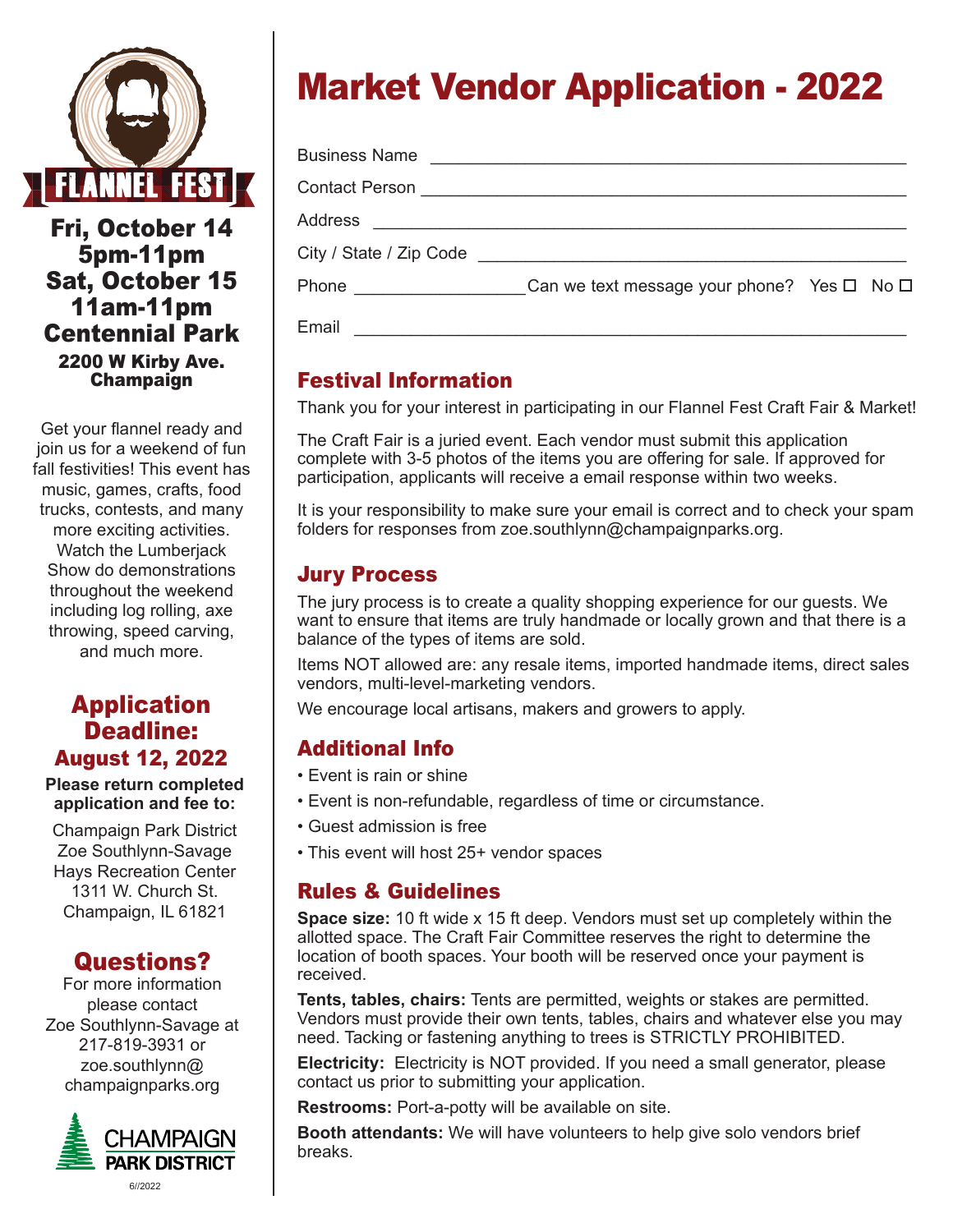FLANNEL FEST

**Fri, October 14**
**5pm-11pm**
**Sat, October 15**
**11am-11pm**
**Centennial Park**
**2200 W Kirby Ave.**
**Champaign**

Get your flannel ready and join us for a weekend of fun fall festivities! This event has music, games, crafts, food trucks, contests, and many more exciting activities. Watch the Lumberjack Show do demonstrations throughout the weekend including log rolling, axe throwing, speed carving, and much more.

## Application Deadline:
### August 12, 2022

**Please return completed application and fee to:**

Champaign Park District
Zoe Southlynn-Savage
Hays Recreation Center
1311 W. Church St.
Champaign, IL 61821

## Questions?

For more information please contact Zoe Southlynn-Savage at 217-819-3931 or zoe.southlynn@champaignparks.org

CHAMPAIGN PARK DISTRICT

6//2022

# Market Vendor Application - 2022

Business Name ______________________________________________

Contact Person ______________________________________________

Address ______________________________________________

City / State / Zip Code ______________________________________________

Phone _________________ Can we text message your phone? Yes ☐ No ☐

Email ______________________________________________

## Festival Information

Thank you for your interest in participating in our Flannel Fest Craft Fair & Market!

The Craft Fair is a juried event. Each vendor must submit this application complete with 3-5 photos of the items you are offering for sale. If approved for participation, applicants will receive a email response within two weeks.

It is your responsibility to make sure your email is correct and to check your spam folders for responses from zoe.southlynn@champaignparks.org.

## Jury Process

The jury process is to create a quality shopping experience for our guests. We want to ensure that items are truly handmade or locally grown and that there is a balance of the types of items are sold.

Items NOT allowed are: any resale items, imported handmade items, direct sales vendors, multi-level-marketing vendors.

We encourage local artisans, makers and growers to apply.

## Additional Info

- Event is rain or shine
- Event is non-refundable, regardless of time or circumstance.
- Guest admission is free
- This event will host 25+ vendor spaces

## Rules & Guidelines

**Space size:** 10 ft wide x 15 ft deep. Vendors must set up completely within the allotted space. The Craft Fair Committee reserves the right to determine the location of booth spaces. Your booth will be reserved once your payment is received.

**Tents, tables, chairs:** Tents are permitted, weights or stakes are permitted. Vendors must provide their own tents, tables, chairs and whatever else you may need. Tacking or fastening anything to trees is STRICTLY PROHIBITED.

**Electricity:** Electricity is NOT provided. If you need a small generator, please contact us prior to submitting your application.

**Restrooms:** Port-a-potty will be available on site.

**Booth attendants:** We will have volunteers to help give solo vendors brief breaks.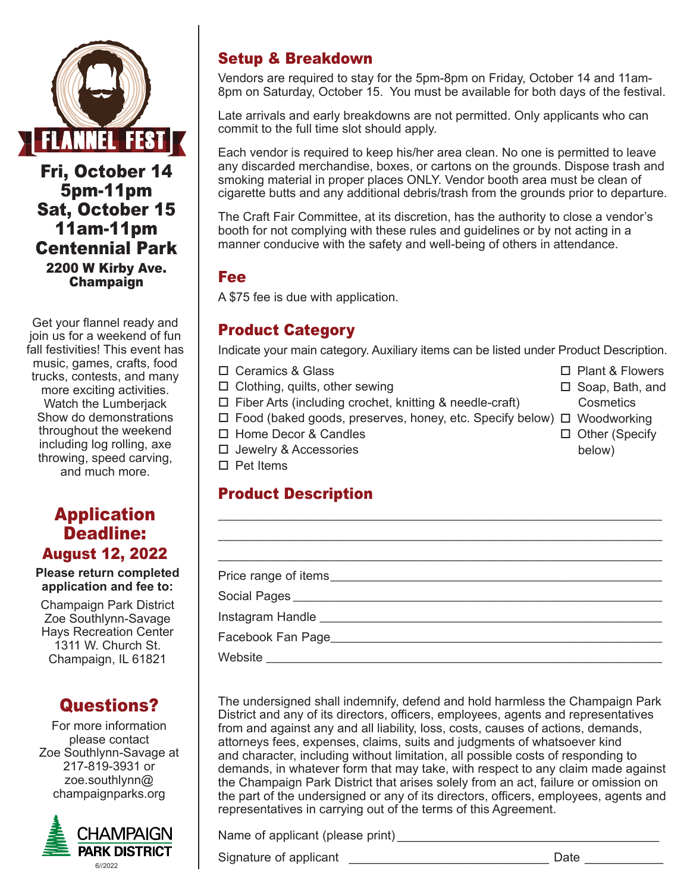FLANNEL FEST

**Fri, October 14**
**5pm-11pm**
**Sat, October 15**
**11am-11pm**
**Centennial Park**
**2200 W Kirby Ave.**
**Champaign**

Get your flannel ready and join us for a weekend of fun fall festivities! This event has music, games, crafts, food trucks, contests, and many more exciting activities. Watch the Lumberjack Show do demonstrations throughout the weekend including log rolling, axe throwing, speed carving, and much more.

## Application Deadline:

**August 12, 2022**

**Please return completed application and fee to:**

Champaign Park District
Zoe Southlynn-Savage
Hays Recreation Center
1311 W. Church St.
Champaign, IL 61821

## Questions?

For more information please contact Zoe Southlynn-Savage at 217-819-3931 or zoe.southlynn@champaignparks.org

CHAMPAIGN PARK DISTRICT

6//2022

## Setup & Breakdown

Vendors are required to stay for the 5pm-8pm on Friday, October 14 and 11am-8pm on Saturday, October 15. You must be available for both days of the festival.

Late arrivals and early breakdowns are not permitted. Only applicants who can commit to the full time slot should apply.

Each vendor is required to keep his/her area clean. No one is permitted to leave any discarded merchandise, boxes, or cartons on the grounds. Dispose trash and smoking material in proper places ONLY. Vendor booth area must be clean of cigarette butts and any additional debris/trash from the grounds prior to departure.

The Craft Fair Committee, at its discretion, has the authority to close a vendor's booth for not complying with these rules and guidelines or by not acting in a manner conducive with the safety and well-being of others in attendance.

## Fee

A $75 fee is due with application.

## Product Category

Indicate your main category. Auxiliary items can be listed under Product Description.

- ☐ Ceramics & Glass
- ☐ Clothing, quilts, other sewing
- ☐ Fiber Arts (including crochet, knitting & needle-craft)
- ☐ Food (baked goods, preserves, honey, etc. Specify below)
- ☐ Home Decor & Candles
- ☐ Jewelry & Accessories
- ☐ Pet Items
- ☐ Plant & Flowers
- ☐ Soap, Bath, and Cosmetics
- ☐ Woodworking
- ☐ Other (Specify below)

## Product Description

___________________________________________________________

___________________________________________________________

___________________________________________________________

Price range of items ___________________________________________

Social Pages _________________________________________________

Instagram Handle _____________________________________________

Facebook Fan Page ____________________________________________

Website _____________________________________________________

The undersigned shall indemnify, defend and hold harmless the Champaign Park District and any of its directors, officers, employees, agents and representatives from and against any and all liability, loss, costs, causes of actions, demands, attorneys fees, expenses, claims, suits and judgments of whatsoever kind and character, including without limitation, all possible costs of responding to demands, in whatever form that may take, with respect to any claim made against the Champaign Park District that arises solely from an act, failure or omission on the part of the undersigned or any of its directors, officers, employees, agents and representatives in carrying out of the terms of this Agreement.

Name of applicant (please print) ______________________________________

Signature of applicant ______________________________ Date ___________